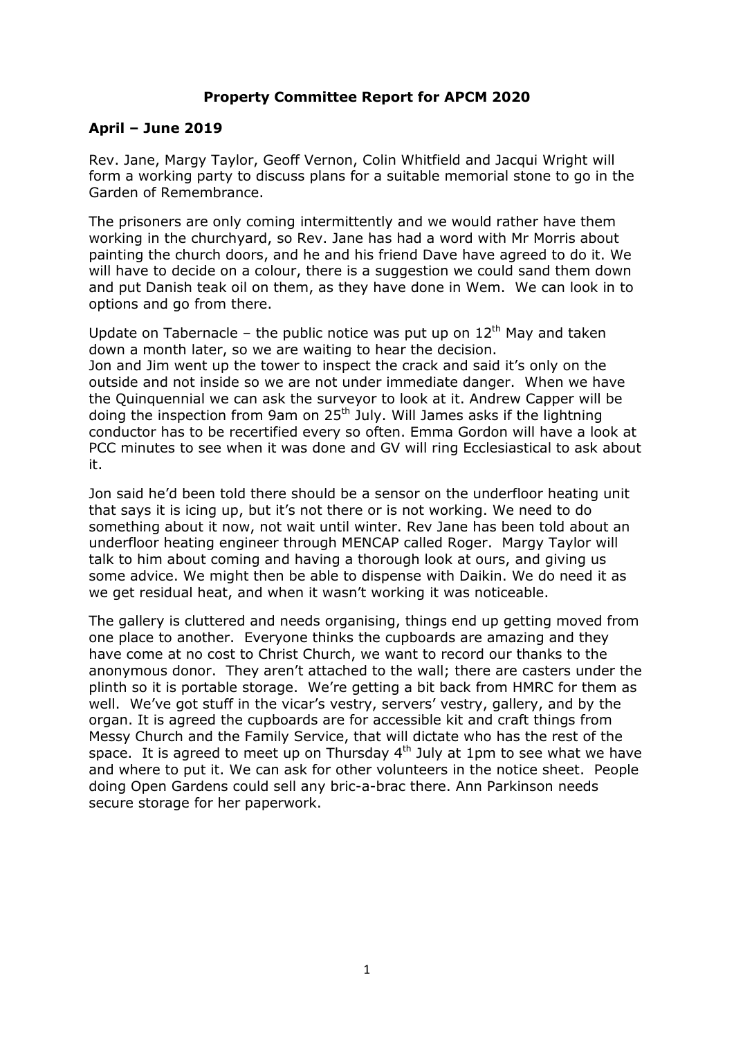# Property Committee Report for APCM 2020

## April – June 2019

Rev. Jane, Margy Taylor, Geoff Vernon, Colin Whitfield and Jacqui Wright will form a working party to discuss plans for a suitable memorial stone to go in the Garden of Remembrance.

The prisoners are only coming intermittently and we would rather have them working in the churchyard, so Rev. Jane has had a word with Mr Morris about painting the church doors, and he and his friend Dave have agreed to do it. We will have to decide on a colour, there is a suggestion we could sand them down and put Danish teak oil on them, as they have done in Wem. We can look in to options and go from there.

Update on Tabernacle – the public notice was put up on 12th May and taken down a month later, so we are waiting to hear the decision.
Jon and Jim went up the tower to inspect the crack and said it's only on the outside and not inside so we are not under immediate danger. When we have the Quinquennial we can ask the surveyor to look at it. Andrew Capper will be doing the inspection from 9am on 25th July. Will James asks if the lightning conductor has to be recertified every so often. Emma Gordon will have a look at PCC minutes to see when it was done and GV will ring Ecclesiastical to ask about it.

Jon said he'd been told there should be a sensor on the underfloor heating unit that says it is icing up, but it's not there or is not working. We need to do something about it now, not wait until winter. Rev Jane has been told about an underfloor heating engineer through MENCAP called Roger. Margy Taylor will talk to him about coming and having a thorough look at ours, and giving us some advice. We might then be able to dispense with Daikin. We do need it as we get residual heat, and when it wasn't working it was noticeable.

The gallery is cluttered and needs organising, things end up getting moved from one place to another. Everyone thinks the cupboards are amazing and they have come at no cost to Christ Church, we want to record our thanks to the anonymous donor. They aren't attached to the wall; there are casters under the plinth so it is portable storage. We're getting a bit back from HMRC for them as well. We've got stuff in the vicar's vestry, servers' vestry, gallery, and by the organ. It is agreed the cupboards are for accessible kit and craft things from Messy Church and the Family Service, that will dictate who has the rest of the space. It is agreed to meet up on Thursday 4th July at 1pm to see what we have and where to put it. We can ask for other volunteers in the notice sheet. People doing Open Gardens could sell any bric-a-brac there. Ann Parkinson needs secure storage for her paperwork.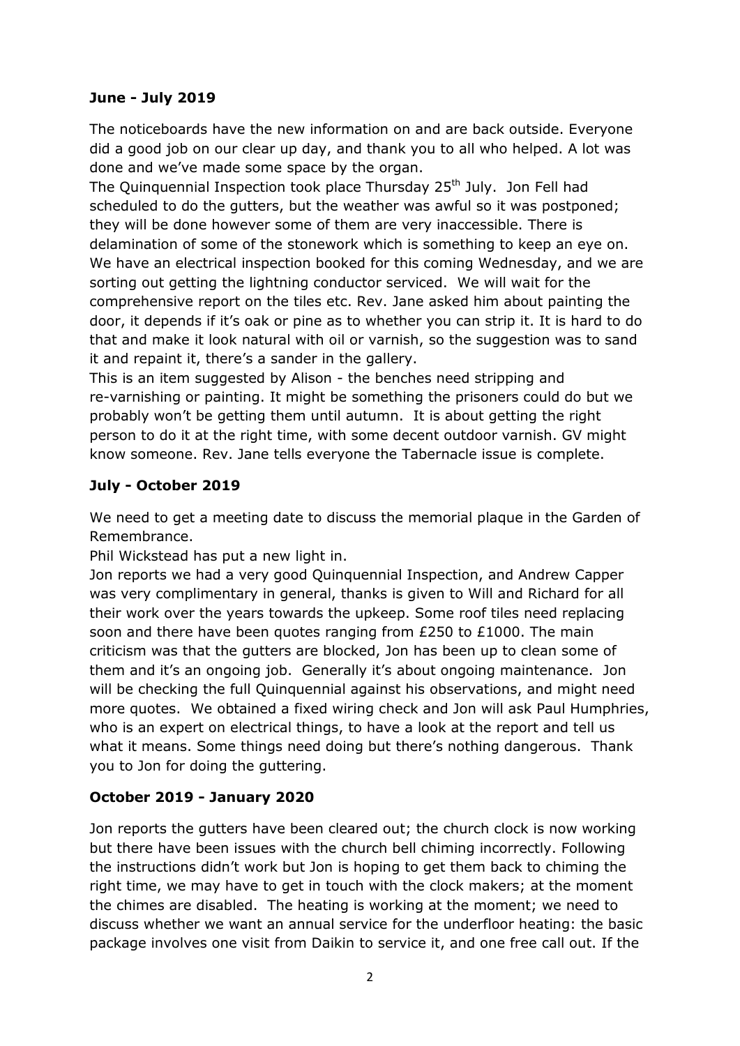**June - July 2019**

The noticeboards have the new information on and are back outside. Everyone did a good job on our clear up day, and thank you to all who helped. A lot was done and we've made some space by the organ.
The Quinquennial Inspection took place Thursday 25th July. Jon Fell had scheduled to do the gutters, but the weather was awful so it was postponed; they will be done however some of them are very inaccessible. There is delamination of some of the stonework which is something to keep an eye on. We have an electrical inspection booked for this coming Wednesday, and we are sorting out getting the lightning conductor serviced. We will wait for the comprehensive report on the tiles etc. Rev. Jane asked him about painting the door, it depends if it's oak or pine as to whether you can strip it. It is hard to do that and make it look natural with oil or varnish, so the suggestion was to sand it and repaint it, there's a sander in the gallery.
This is an item suggested by Alison - the benches need stripping and re-varnishing or painting. It might be something the prisoners could do but we probably won't be getting them until autumn. It is about getting the right person to do it at the right time, with some decent outdoor varnish. GV might know someone. Rev. Jane tells everyone the Tabernacle issue is complete.

**July - October 2019**

We need to get a meeting date to discuss the memorial plaque in the Garden of Remembrance.
Phil Wickstead has put a new light in.
Jon reports we had a very good Quinquennial Inspection, and Andrew Capper was very complimentary in general, thanks is given to Will and Richard for all their work over the years towards the upkeep. Some roof tiles need replacing soon and there have been quotes ranging from £250 to £1000. The main criticism was that the gutters are blocked, Jon has been up to clean some of them and it's an ongoing job. Generally it's about ongoing maintenance. Jon will be checking the full Quinquennial against his observations, and might need more quotes. We obtained a fixed wiring check and Jon will ask Paul Humphries, who is an expert on electrical things, to have a look at the report and tell us what it means. Some things need doing but there's nothing dangerous. Thank you to Jon for doing the guttering.

**October 2019 - January 2020**

Jon reports the gutters have been cleared out; the church clock is now working but there have been issues with the church bell chiming incorrectly. Following the instructions didn't work but Jon is hoping to get them back to chiming the right time, we may have to get in touch with the clock makers; at the moment the chimes are disabled. The heating is working at the moment; we need to discuss whether we want an annual service for the underfloor heating: the basic package involves one visit from Daikin to service it, and one free call out. If the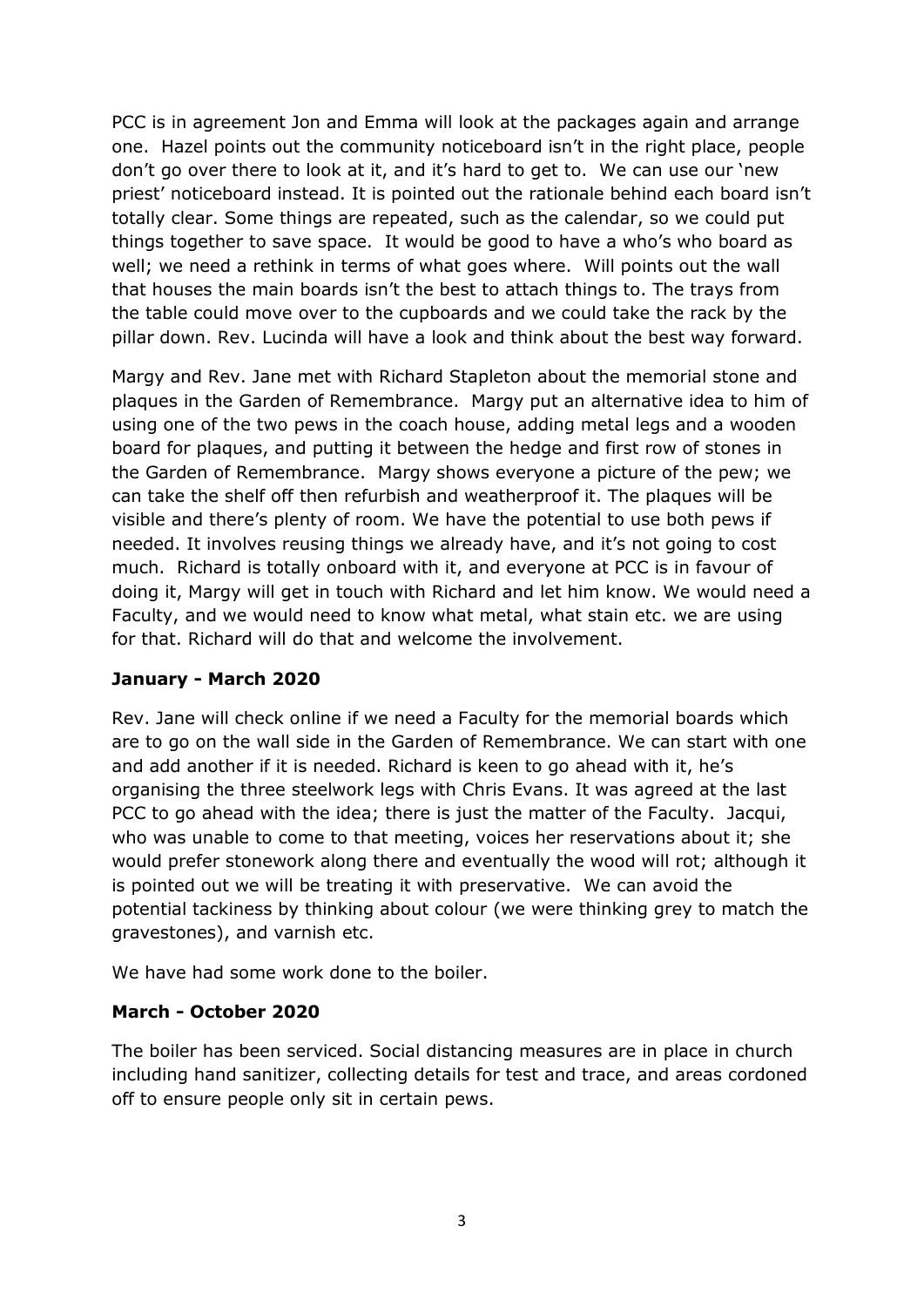PCC is in agreement Jon and Emma will look at the packages again and arrange one. Hazel points out the community noticeboard isn't in the right place, people don't go over there to look at it, and it's hard to get to. We can use our 'new priest' noticeboard instead. It is pointed out the rationale behind each board isn't totally clear. Some things are repeated, such as the calendar, so we could put things together to save space. It would be good to have a who's who board as well; we need a rethink in terms of what goes where. Will points out the wall that houses the main boards isn't the best to attach things to. The trays from the table could move over to the cupboards and we could take the rack by the pillar down. Rev. Lucinda will have a look and think about the best way forward.

Margy and Rev. Jane met with Richard Stapleton about the memorial stone and plaques in the Garden of Remembrance. Margy put an alternative idea to him of using one of the two pews in the coach house, adding metal legs and a wooden board for plaques, and putting it between the hedge and first row of stones in the Garden of Remembrance. Margy shows everyone a picture of the pew; we can take the shelf off then refurbish and weatherproof it. The plaques will be visible and there's plenty of room. We have the potential to use both pews if needed. It involves reusing things we already have, and it's not going to cost much. Richard is totally onboard with it, and everyone at PCC is in favour of doing it, Margy will get in touch with Richard and let him know. We would need a Faculty, and we would need to know what metal, what stain etc. we are using for that. Richard will do that and welcome the involvement.

**January - March 2020**

Rev. Jane will check online if we need a Faculty for the memorial boards which are to go on the wall side in the Garden of Remembrance. We can start with one and add another if it is needed. Richard is keen to go ahead with it, he's organising the three steelwork legs with Chris Evans. It was agreed at the last PCC to go ahead with the idea; there is just the matter of the Faculty. Jacqui, who was unable to come to that meeting, voices her reservations about it; she would prefer stonework along there and eventually the wood will rot; although it is pointed out we will be treating it with preservative. We can avoid the potential tackiness by thinking about colour (we were thinking grey to match the gravestones), and varnish etc.

We have had some work done to the boiler.

**March - October 2020**

The boiler has been serviced. Social distancing measures are in place in church including hand sanitizer, collecting details for test and trace, and areas cordoned off to ensure people only sit in certain pews.